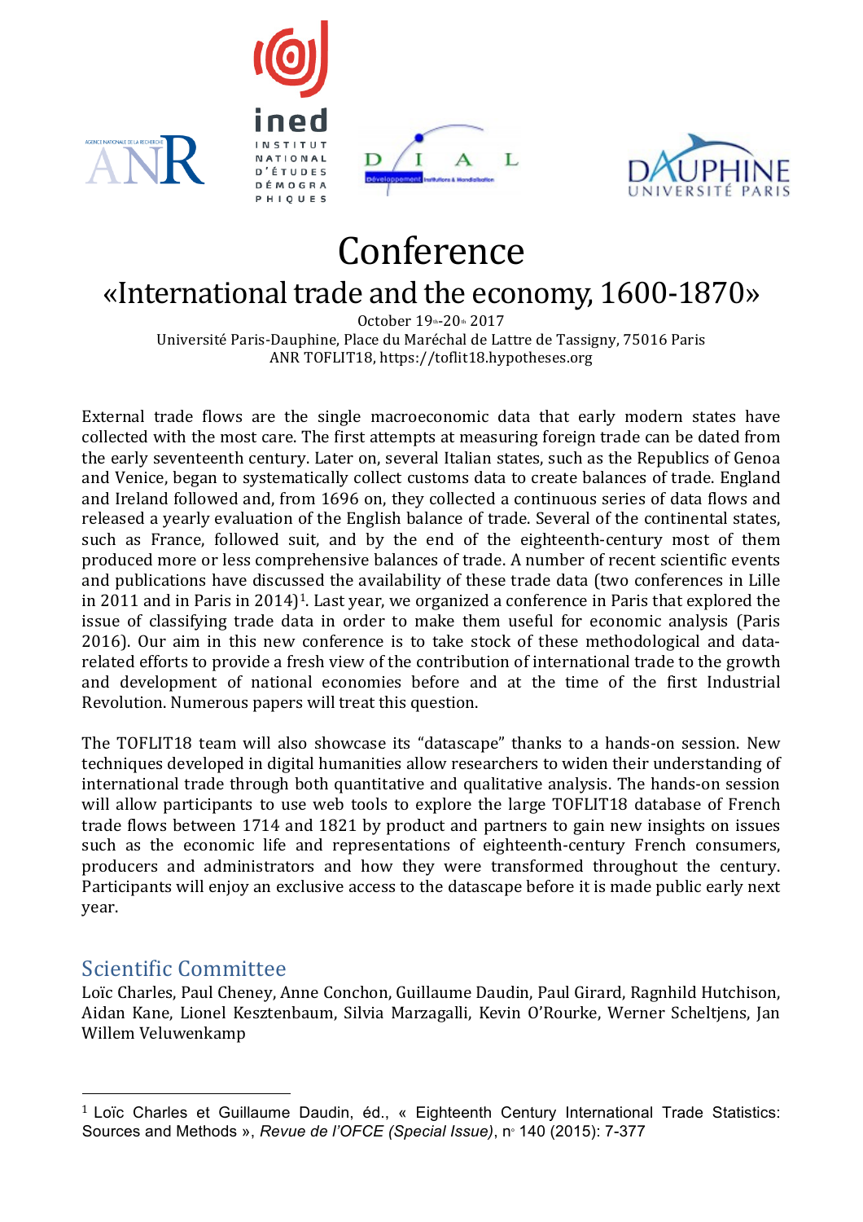# Conference

## «International trade and the economy, 1600-1870»

October 19th-20th 2017
Université Paris-Dauphine, Place du Maréchal de Lattre de Tassigny, 75016 Paris
ANR TOFLIT18, https://toflit18.hypotheses.org

External trade flows are the single macroeconomic data that early modern states have collected with the most care. The first attempts at measuring foreign trade can be dated from the early seventeenth century. Later on, several Italian states, such as the Republics of Genoa and Venice, began to systematically collect customs data to create balances of trade. England and Ireland followed and, from 1696 on, they collected a continuous series of data flows and released a yearly evaluation of the English balance of trade. Several of the continental states, such as France, followed suit, and by the end of the eighteenth-century most of them produced more or less comprehensive balances of trade. A number of recent scientific events and publications have discussed the availability of these trade data (two conferences in Lille in 2011 and in Paris in 2014)[1]. Last year, we organized a conference in Paris that explored the issue of classifying trade data in order to make them useful for economic analysis (Paris 2016). Our aim in this new conference is to take stock of these methodological and data-related efforts to provide a fresh view of the contribution of international trade to the growth and development of national economies before and at the time of the first Industrial Revolution. Numerous papers will treat this question.

The TOFLIT18 team will also showcase its "datascape" thanks to a hands-on session. New techniques developed in digital humanities allow researchers to widen their understanding of international trade through both quantitative and qualitative analysis. The hands-on session will allow participants to use web tools to explore the large TOFLIT18 database of French trade flows between 1714 and 1821 by product and partners to gain new insights on issues such as the economic life and representations of eighteenth-century French consumers, producers and administrators and how they were transformed throughout the century. Participants will enjoy an exclusive access to the datascape before it is made public early next year.

## Scientific Committee

Loïc Charles, Paul Cheney, Anne Conchon, Guillaume Daudin, Paul Girard, Ragnhild Hutchison, Aidan Kane, Lionel Kesztenbaum, Silvia Marzagalli, Kevin O'Rourke, Werner Scheltjens, Jan Willem Veluwenkamp

---

[1] Loïc Charles et Guillaume Daudin, éd., « Eighteenth Century International Trade Statistics: Sources and Methods », *Revue de l'OFCE (Special Issue)*, n° 140 (2015): 7-377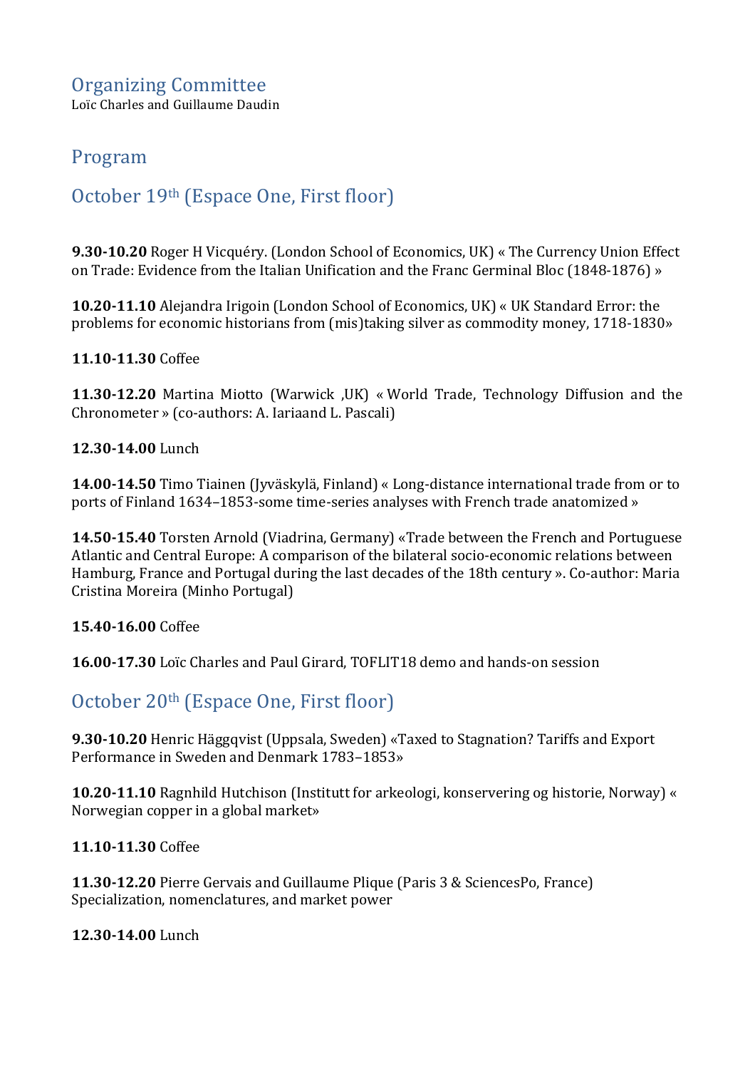## Organizing Committee

Loïc Charles and Guillaume Daudin

## Program

## October 19th (Espace One, First floor)

**9.30-10.20** Roger H Vicquéry. (London School of Economics, UK) « The Currency Union Effect on Trade: Evidence from the Italian Unification and the Franc Germinal Bloc (1848-1876) »

**10.20-11.10** Alejandra Irigoin (London School of Economics, UK) « UK Standard Error: the problems for economic historians from (mis)taking silver as commodity money, 1718-1830»

**11.10-11.30** Coffee

**11.30-12.20** Martina Miotto (Warwick ,UK) « World Trade, Technology Diffusion and the Chronometer » (co-authors: A. Iariaand L. Pascali)

**12.30-14.00** Lunch

**14.00-14.50** Timo Tiainen (Jyväskylä, Finland) « Long-distance international trade from or to ports of Finland 1634–1853-some time-series analyses with French trade anatomized »

**14.50-15.40** Torsten Arnold (Viadrina, Germany) «Trade between the French and Portuguese Atlantic and Central Europe: A comparison of the bilateral socio-economic relations between Hamburg, France and Portugal during the last decades of the 18th century ». Co-author: Maria Cristina Moreira (Minho Portugal)

**15.40-16.00** Coffee

**16.00-17.30** Loïc Charles and Paul Girard, TOFLIT18 demo and hands-on session

## October 20th (Espace One, First floor)

**9.30-10.20** Henric Häggqvist (Uppsala, Sweden) «Taxed to Stagnation? Tariffs and Export Performance in Sweden and Denmark 1783–1853»

**10.20-11.10** Ragnhild Hutchison (Institutt for arkeologi, konservering og historie, Norway) « Norwegian copper in a global market»

**11.10-11.30** Coffee

**11.30-12.20** Pierre Gervais and Guillaume Plique (Paris 3 & SciencesPo, France) Specialization, nomenclatures, and market power

**12.30-14.00** Lunch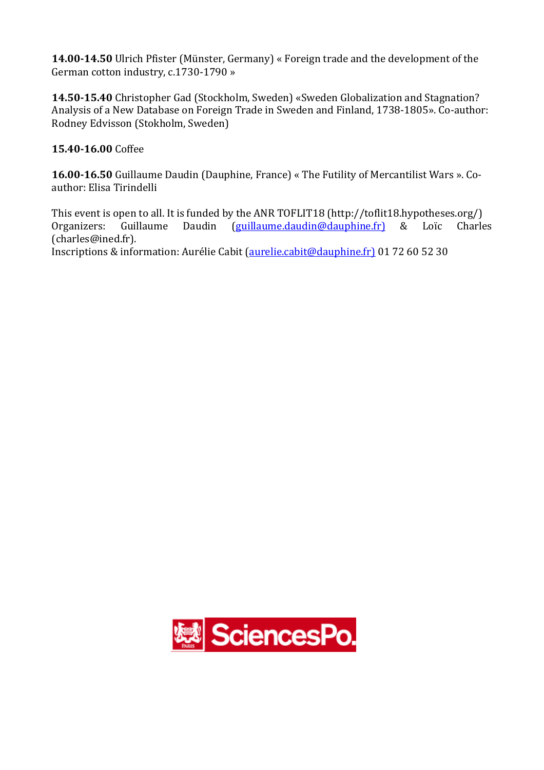**14.00-14.50** Ulrich Pfister (Münster, Germany) « Foreign trade and the development of the German cotton industry, c.1730-1790 »

**14.50-15.40** Christopher Gad (Stockholm, Sweden) «Sweden Globalization and Stagnation? Analysis of a New Database on Foreign Trade in Sweden and Finland, 1738-1805». Co-author: Rodney Edvisson (Stokholm, Sweden)

**15.40-16.00** Coffee

**16.00-16.50** Guillaume Daudin (Dauphine, France) « The Futility of Mercantilist Wars ». Co-author: Elisa Tirindelli

This event is open to all. It is funded by the ANR TOFLIT18 (http://toflit18.hypotheses.org/)
Organizers: Guillaume Daudin (guillaume.daudin@dauphine.fr) & Loïc Charles (charles@ined.fr).
Inscriptions & information: Aurélie Cabit (aurelie.cabit@dauphine.fr) 01 72 60 52 30

SciencesPo.